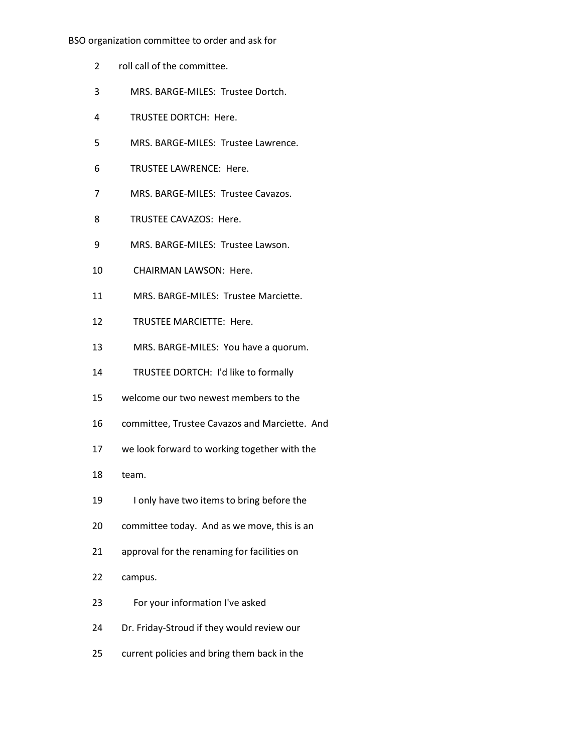BSO organization committee to order and ask for

2 roll call of the committee.

3 MRS. BARGE-MILES: Trustee Dortch.

4 TRUSTEE DORTCH: Here.

5 MRS. BARGE-MILES: Trustee Lawrence.

6 TRUSTEE LAWRENCE: Here.

7 MRS. BARGE-MILES: Trustee Cavazos.

8 TRUSTEE CAVAZOS: Here.

9 MRS. BARGE-MILES: Trustee Lawson.

10 CHAIRMAN LAWSON: Here.

11 MRS. BARGE-MILES: Trustee Marciette.

12 TRUSTEE MARCIETTE: Here.

13 MRS. BARGE-MILES: You have a quorum.

14 TRUSTEE DORTCH: I'd like to formally

15 welcome our two newest members to the

16 committee, Trustee Cavazos and Marciette. And

17 we look forward to working together with the

18 team.

19 I only have two items to bring before the

20 committee today. And as we move, this is an

21 approval for the renaming for facilities on

22 campus.

23 For your information I've asked

24 Dr. Friday-Stroud if they would review our

25 current policies and bring them back in the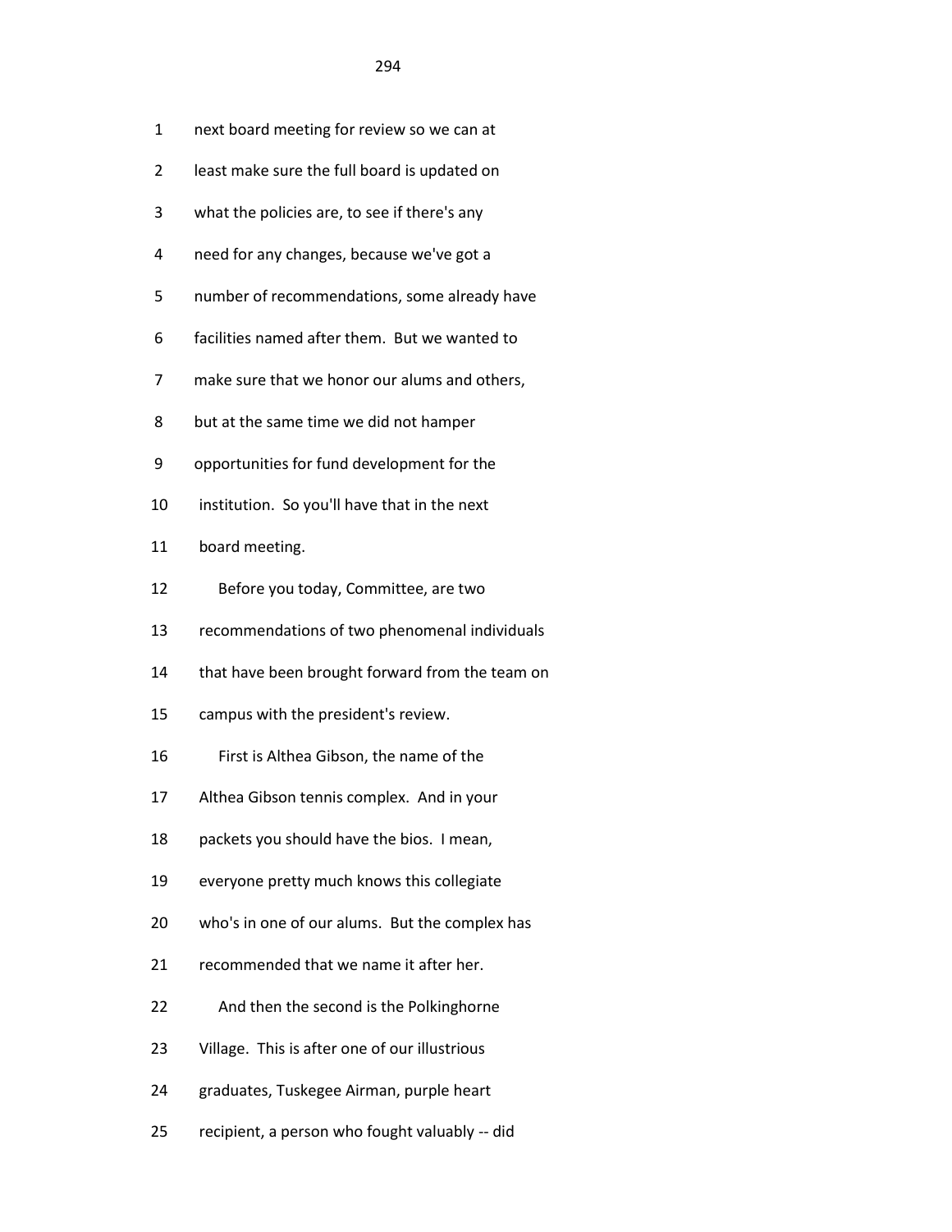1 next board meeting for review so we can at
2 least make sure the full board is updated on
3 what the policies are, to see if there's any
4 need for any changes, because we've got a
5 number of recommendations, some already have
6 facilities named after them. But we wanted to
7 make sure that we honor our alums and others,
8 but at the same time we did not hamper
9 opportunities for fund development for the
10 institution. So you'll have that in the next
11 board meeting.
12 Before you today, Committee, are two
13 recommendations of two phenomenal individuals
14 that have been brought forward from the team on
15 campus with the president's review.
16 First is Althea Gibson, the name of the
17 Althea Gibson tennis complex. And in your
18 packets you should have the bios. I mean,
19 everyone pretty much knows this collegiate
20 who's in one of our alums. But the complex has
21 recommended that we name it after her.
22 And then the second is the Polkinghorne
23 Village. This is after one of our illustrious
24 graduates, Tuskegee Airman, purple heart
25 recipient, a person who fought valuably -- did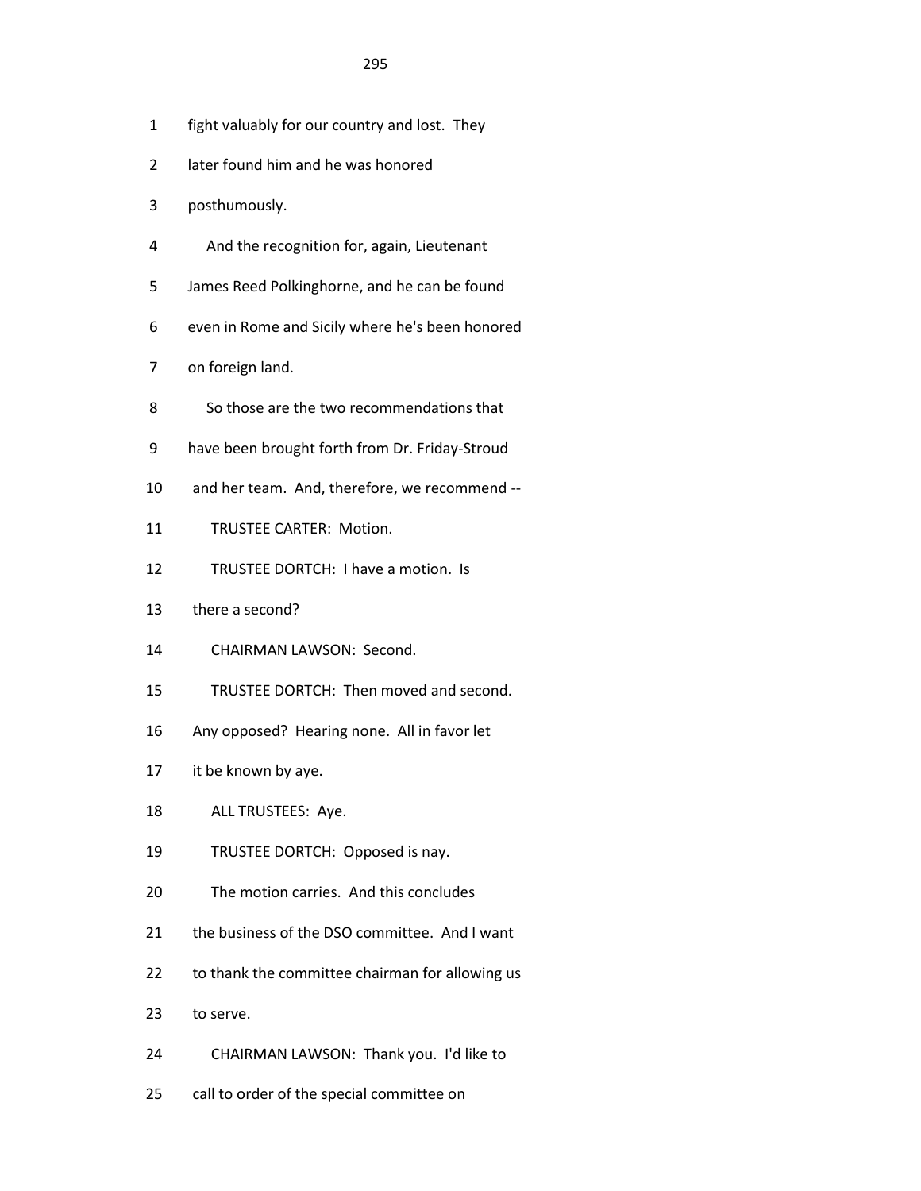fight valuably for our country and lost. They later found him and he was honored posthumously.

And the recognition for, again, Lieutenant James Reed Polkinghorne, and he can be found even in Rome and Sicily where he's been honored on foreign land.

So those are the two recommendations that have been brought forth from Dr. Friday-Stroud and her team. And, therefore, we recommend --

TRUSTEE CARTER: Motion.

TRUSTEE DORTCH: I have a motion. Is there a second?

CHAIRMAN LAWSON: Second.

TRUSTEE DORTCH: Then moved and second. Any opposed? Hearing none. All in favor let it be known by aye.

ALL TRUSTEES: Aye.

TRUSTEE DORTCH: Opposed is nay.

The motion carries. And this concludes the business of the DSO committee. And I want to thank the committee chairman for allowing us to serve.

CHAIRMAN LAWSON: Thank you. I'd like to call to order of the special committee on